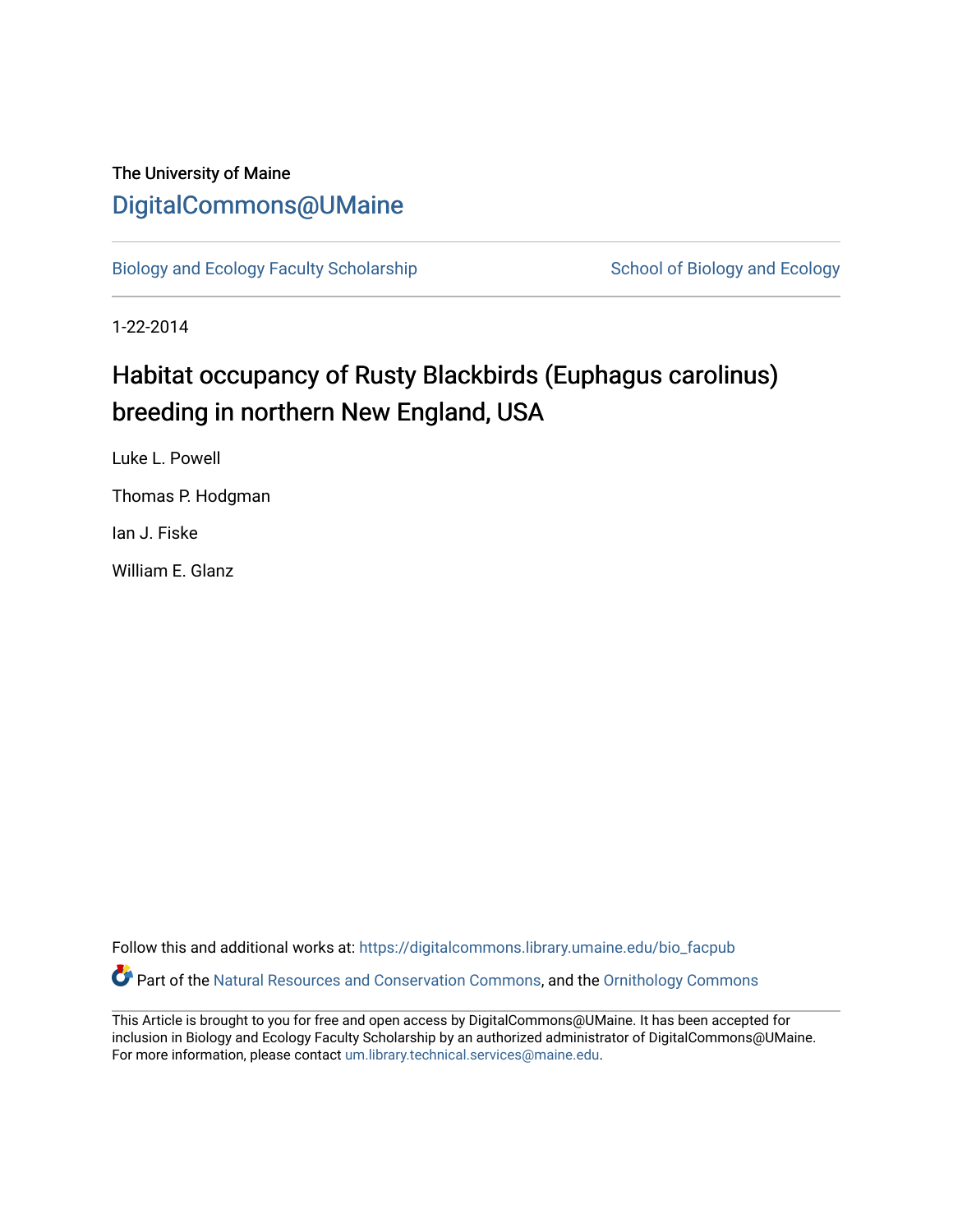The University of Maine

DigitalCommons@UMaine

Biology and Ecology Faculty Scholarship

School of Biology and Ecology

1-22-2014

# Habitat occupancy of Rusty Blackbirds (Euphagus carolinus) breeding in northern New England, USA

Luke L. Powell

Thomas P. Hodgman

Ian J. Fiske

William E. Glanz

Follow this and additional works at: https://digitalcommons.library.umaine.edu/bio_facpub

Part of the Natural Resources and Conservation Commons, and the Ornithology Commons

This Article is brought to you for free and open access by DigitalCommons@UMaine. It has been accepted for inclusion in Biology and Ecology Faculty Scholarship by an authorized administrator of DigitalCommons@UMaine. For more information, please contact um.library.technical.services@maine.edu.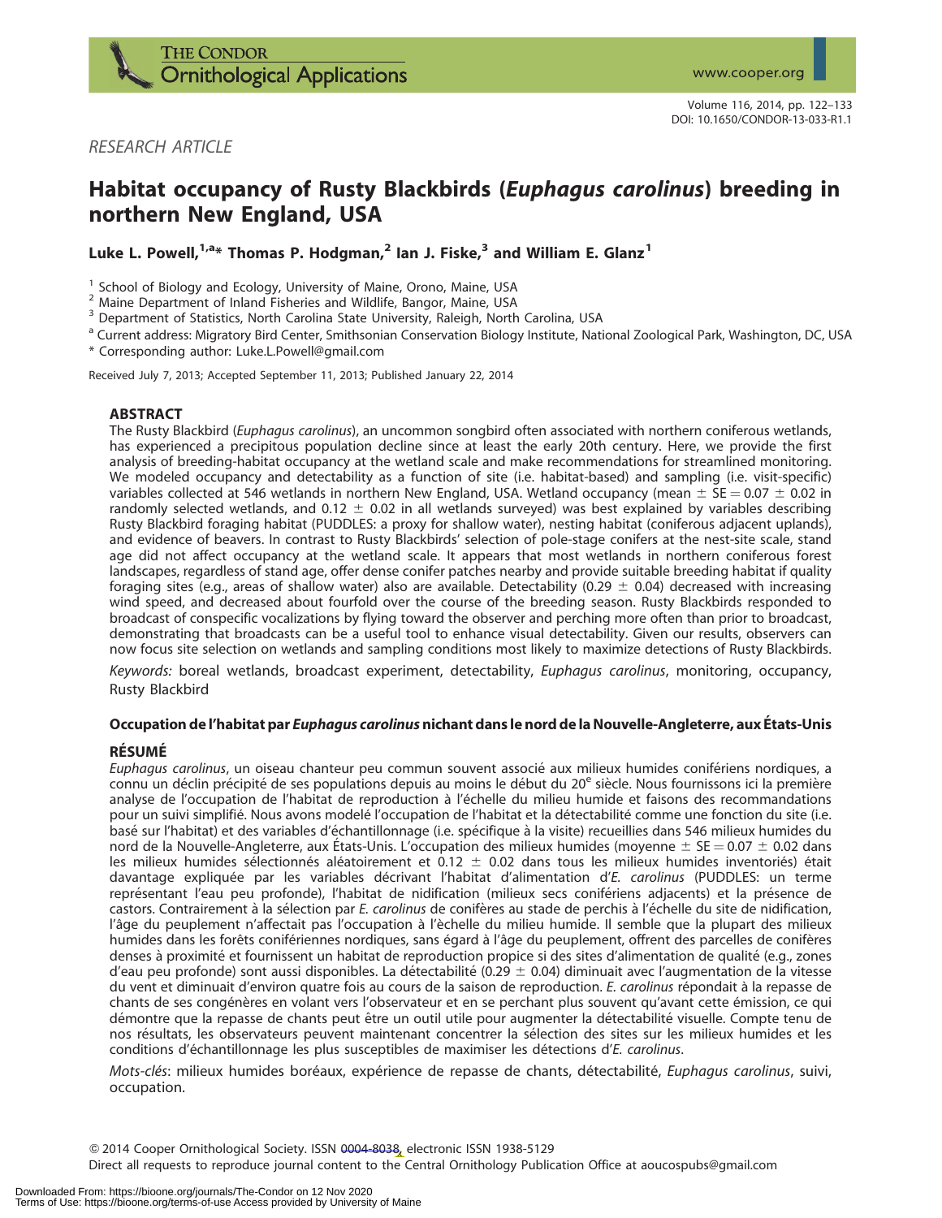*RESEARCH ARTICLE*

# Habitat occupancy of Rusty Blackbirds (*Euphagus carolinus*) breeding in northern New England, USA

**Luke L. Powell,[1,a]* Thomas P. Hodgman,[2] Ian J. Fiske,[3] and William E. Glanz[1]**

[1] School of Biology and Ecology, University of Maine, Orono, Maine, USA
[2] Maine Department of Inland Fisheries and Wildlife, Bangor, Maine, USA
[3] Department of Statistics, North Carolina State University, Raleigh, North Carolina, USA
[a] Current address: Migratory Bird Center, Smithsonian Conservation Biology Institute, National Zoological Park, Washington, DC, USA
* Corresponding author: Luke.L.Powell@gmail.com

Received July 7, 2013; Accepted September 11, 2013; Published January 22, 2014

## ABSTRACT

The Rusty Blackbird (*Euphagus carolinus*), an uncommon songbird often associated with northern coniferous wetlands, has experienced a precipitous population decline since at least the early 20th century. Here, we provide the first analysis of breeding-habitat occupancy at the wetland scale and make recommendations for streamlined monitoring. We modeled occupancy and detectability as a function of site (i.e. habitat-based) and sampling (i.e. visit-specific) variables collected at 546 wetlands in northern New England, USA. Wetland occupancy (mean $\pm$ SE = 0.07 $\pm$ 0.02 in randomly selected wetlands, and 0.12 $\pm$ 0.02 in all wetlands surveyed) was best explained by variables describing Rusty Blackbird foraging habitat (PUDDLES: a proxy for shallow water), nesting habitat (coniferous adjacent uplands), and evidence of beavers. In contrast to Rusty Blackbirds' selection of pole-stage conifers at the nest-site scale, stand age did not affect occupancy at the wetland scale. It appears that most wetlands in northern coniferous forest landscapes, regardless of stand age, offer dense conifer patches nearby and provide suitable breeding habitat if quality foraging sites (e.g., areas of shallow water) also are available. Detectability (0.29 $\pm$ 0.04) decreased with increasing wind speed, and decreased about fourfold over the course of the breeding season. Rusty Blackbirds responded to broadcast of conspecific vocalizations by flying toward the observer and perching more often than prior to broadcast, demonstrating that broadcasts can be a useful tool to enhance visual detectability. Given our results, observers can now focus site selection on wetlands and sampling conditions most likely to maximize detections of Rusty Blackbirds.

*Keywords:* boreal wetlands, broadcast experiment, detectability, *Euphagus carolinus*, monitoring, occupancy, Rusty Blackbird

### Occupation de l'habitat par *Euphagus carolinus* nichant dans le nord de la Nouvelle-Angleterre, aux États-Unis

## RÉSUMÉ

*Euphagus carolinus*, un oiseau chanteur peu commun souvent associé aux milieux humides conifériens nordiques, a connu un déclin précipité de ses populations depuis au moins le début du 20e siècle. Nous fournissons ici la première analyse de l'occupation de l'habitat de reproduction à l'échelle du milieu humide et faisons des recommandations pour un suivi simplifié. Nous avons modelé l'occupation de l'habitat et la détectabilité comme une fonction du site (i.e. basé sur l'habitat) et des variables d'échantillonnage (i.e. spécifique à la visite) recueillies dans 546 milieux humides du nord de la Nouvelle-Angleterre, aux États-Unis. L'occupation des milieux humides (moyenne $\pm$ SE = 0.07 $\pm$ 0.02 dans les milieux humides sélectionnés aléatoirement et 0.12 $\pm$ 0.02 dans tous les milieux humides inventoriés) était davantage expliquée par les variables décrivant l'habitat d'alimentation d'*E. carolinus* (PUDDLES: un terme représentant l'eau peu profonde), l'habitat de nidification (milieux secs conifériens adjacents) et la présence de castors. Contrairement à la sélection par *E. carolinus* de conifères au stade de perchis à l'échelle du site de nidification, l'âge du peuplement n'affectait pas l'occupation à l'échelle du milieu humide. Il semble que la plupart des milieux humides dans les forêts conifériennes nordiques, sans égard à l'âge du peuplement, offrent des parcelles de conifères denses à proximité et fournissent un habitat de reproduction propice si des sites d'alimentation de qualité (e.g., zones d'eau peu profonde) sont aussi disponibles. La détectabilité (0.29 $\pm$ 0.04) diminuait avec l'augmentation de la vitesse du vent et diminuait d'environ quatre fois au cours de la saison de reproduction. *E. carolinus* répondait à la repasse de chants de ses congénères en volant vers l'observateur et en se perchant plus souvent qu'avant cette émission, ce qui démontre que la repasse de chants peut être un outil utile pour augmenter la détectabilité visuelle. Compte tenu de nos résultats, les observateurs peuvent maintenant concentrer la sélection des sites sur les milieux humides et les conditions d'échantillonnage les plus susceptibles de maximiser les détections d'*E. carolinus*.

*Mots-clés*: milieux humides boréaux, expérience de repasse de chants, détectabilité, *Euphagus carolinus*, suivi, occupation.

© 2014 Cooper Ornithological Society. ISSN 0004-8038, electronic ISSN 1938-5129
Direct all requests to reproduce journal content to the Central Ornithology Publication Office at aoucospubs@gmail.com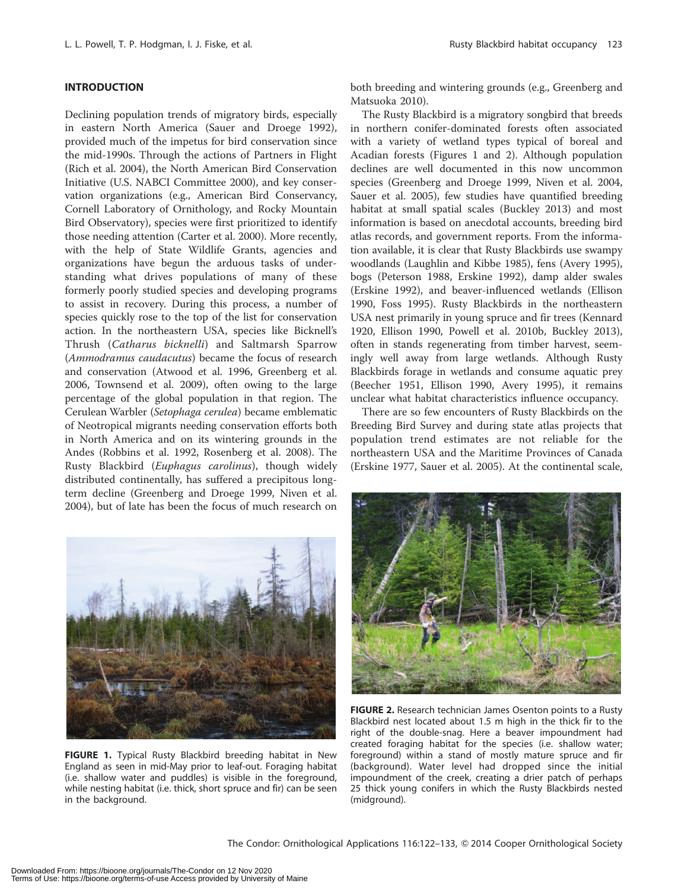## INTRODUCTION

Declining population trends of migratory birds, especially in eastern North America (Sauer and Droege 1992), provided much of the impetus for bird conservation since the mid-1990s. Through the actions of Partners in Flight (Rich et al. 2004), the North American Bird Conservation Initiative (U.S. NABCI Committee 2000), and key conservation organizations (e.g., American Bird Conservancy, Cornell Laboratory of Ornithology, and Rocky Mountain Bird Observatory), species were first prioritized to identify those needing attention (Carter et al. 2000). More recently, with the help of State Wildlife Grants, agencies and organizations have begun the arduous tasks of understanding what drives populations of many of these formerly poorly studied species and developing programs to assist in recovery. During this process, a number of species quickly rose to the top of the list for conservation action. In the northeastern USA, species like Bicknell's Thrush (*Catharus bicknelli*) and Saltmarsh Sparrow (*Ammodramus caudacutus*) became the focus of research and conservation (Atwood et al. 1996, Greenberg et al. 2006, Townsend et al. 2009), often owing to the large percentage of the global population in that region. The Cerulean Warbler (*Setophaga cerulea*) became emblematic of Neotropical migrants needing conservation efforts both in North America and on its wintering grounds in the Andes (Robbins et al. 1992, Rosenberg et al. 2008). The Rusty Blackbird (*Euphagus carolinus*), though widely distributed continentally, has suffered a precipitous long-term decline (Greenberg and Droege 1999, Niven et al. 2004), but of late has been the focus of much research on both breeding and wintering grounds (e.g., Greenberg and Matsuoka 2010).

The Rusty Blackbird is a migratory songbird that breeds in northern conifer-dominated forests often associated with a variety of wetland types typical of boreal and Acadian forests (Figures 1 and 2). Although population declines are well documented in this now uncommon species (Greenberg and Droege 1999, Niven et al. 2004, Sauer et al. 2005), few studies have quantified breeding habitat at small spatial scales (Buckley 2013) and most information is based on anecdotal accounts, breeding bird atlas records, and government reports. From the information available, it is clear that Rusty Blackbirds use swampy woodlands (Laughlin and Kibbe 1985), fens (Avery 1995), bogs (Peterson 1988, Erskine 1992), damp alder swales (Erskine 1992), and beaver-influenced wetlands (Ellison 1990, Foss 1995). Rusty Blackbirds in the northeastern USA nest primarily in young spruce and fir trees (Kennard 1920, Ellison 1990, Powell et al. 2010b, Buckley 2013), often in stands regenerating from timber harvest, seemingly well away from large wetlands. Although Rusty Blackbirds forage in wetlands and consume aquatic prey (Beecher 1951, Ellison 1990, Avery 1995), it remains unclear what habitat characteristics influence occupancy.

There are so few encounters of Rusty Blackbirds on the Breeding Bird Survey and during state atlas projects that population trend estimates are not reliable for the northeastern USA and the Maritime Provinces of Canada (Erskine 1977, Sauer et al. 2005). At the continental scale,

**FIGURE 1.** Typical Rusty Blackbird breeding habitat in New England as seen in mid-May prior to leaf-out. Foraging habitat (i.e. shallow water and puddles) is visible in the foreground, while nesting habitat (i.e. thick, short spruce and fir) can be seen in the background.

**FIGURE 2.** Research technician James Osenton points to a Rusty Blackbird nest located about 1.5 m high in the thick fir to the right of the double-snag. Here a beaver impoundment had created foraging habitat for the species (i.e. shallow water; foreground) within a stand of mostly mature spruce and fir (background). Water level had dropped since the initial impoundment of the creek, creating a drier patch of perhaps 25 thick young conifers in which the Rusty Blackbirds nested (midground).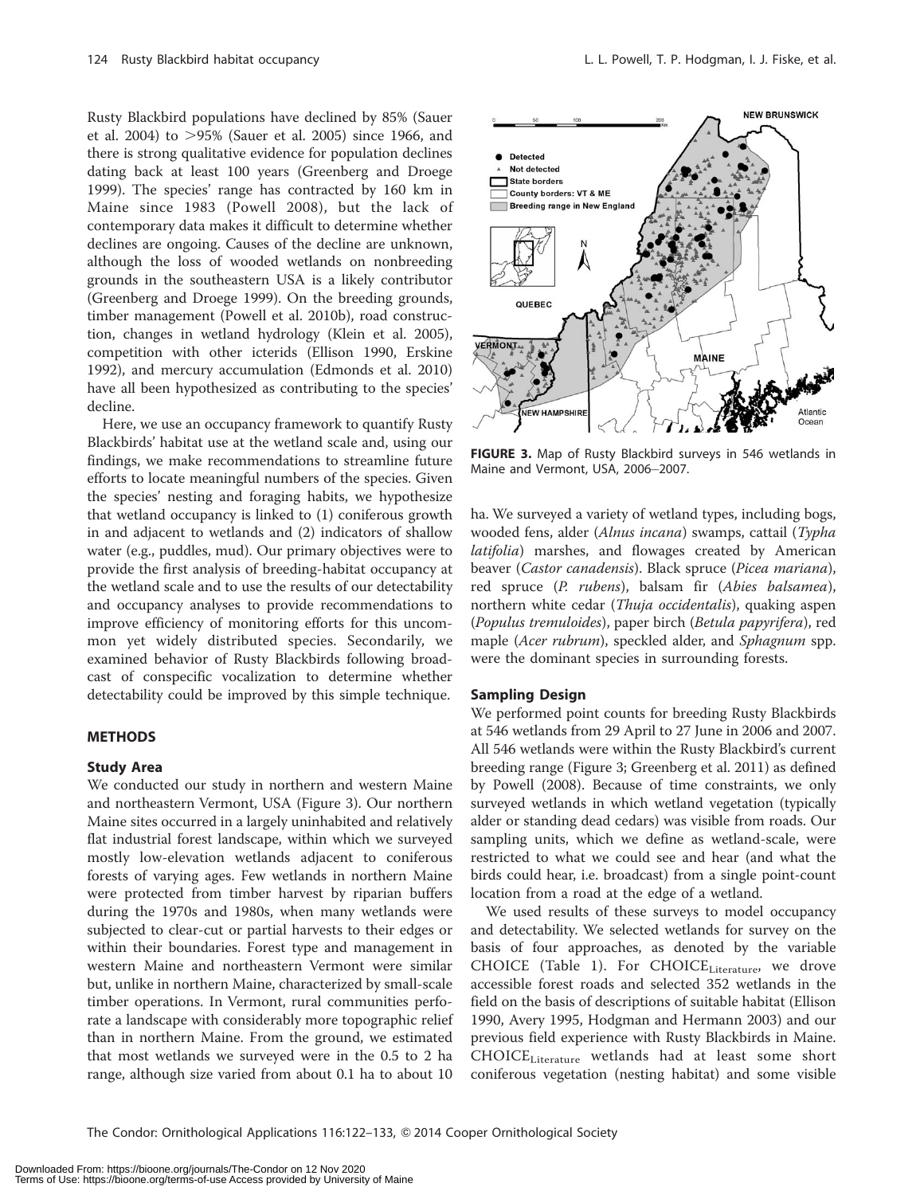Rusty Blackbird populations have declined by 85% (Sauer et al. 2004) to >95% (Sauer et al. 2005) since 1966, and there is strong qualitative evidence for population declines dating back at least 100 years (Greenberg and Droege 1999). The species' range has contracted by 160 km in Maine since 1983 (Powell 2008), but the lack of contemporary data makes it difficult to determine whether declines are ongoing. Causes of the decline are unknown, although the loss of wooded wetlands on nonbreeding grounds in the southeastern USA is a likely contributor (Greenberg and Droege 1999). On the breeding grounds, timber management (Powell et al. 2010b), road construction, changes in wetland hydrology (Klein et al. 2005), competition with other icterids (Ellison 1990, Erskine 1992), and mercury accumulation (Edmonds et al. 2010) have all been hypothesized as contributing to the species' decline.

Here, we use an occupancy framework to quantify Rusty Blackbirds' habitat use at the wetland scale and, using our findings, we make recommendations to streamline future efforts to locate meaningful numbers of the species. Given the species' nesting and foraging habits, we hypothesize that wetland occupancy is linked to (1) coniferous growth in and adjacent to wetlands and (2) indicators of shallow water (e.g., puddles, mud). Our primary objectives were to provide the first analysis of breeding-habitat occupancy at the wetland scale and to use the results of our detectability and occupancy analyses to provide recommendations to improve efficiency of monitoring efforts for this uncommon yet widely distributed species. Secondarily, we examined behavior of Rusty Blackbirds following broadcast of conspecific vocalization to determine whether detectability could be improved by this simple technique.

## METHODS

### Study Area

We conducted our study in northern and western Maine and northeastern Vermont, USA (Figure 3). Our northern Maine sites occurred in a largely uninhabited and relatively flat industrial forest landscape, within which we surveyed mostly low-elevation wetlands adjacent to coniferous forests of varying ages. Few wetlands in northern Maine were protected from timber harvest by riparian buffers during the 1970s and 1980s, when many wetlands were subjected to clear-cut or partial harvests to their edges or within their boundaries. Forest type and management in western Maine and northeastern Vermont were similar but, unlike in northern Maine, characterized by small-scale timber operations. In Vermont, rural communities perforate a landscape with considerably more topographic relief than in northern Maine. From the ground, we estimated that most wetlands we surveyed were in the 0.5 to 2 ha range, although size varied from about 0.1 ha to about 10 ha. We surveyed a variety of wetland types, including bogs, wooded fens, alder (*Alnus incana*) swamps, cattail (*Typha latifolia*) marshes, and flowages created by American beaver (*Castor canadensis*). Black spruce (*Picea mariana*), red spruce (*P. rubens*), balsam fir (*Abies balsamea*), northern white cedar (*Thuja occidentalis*), quaking aspen (*Populus tremuloides*), paper birch (*Betula papyrifera*), red maple (*Acer rubrum*), speckled alder, and *Sphagnum* spp. were the dominant species in surrounding forests.

**FIGURE 3.** Map of Rusty Blackbird surveys in 546 wetlands in Maine and Vermont, USA, 2006–2007.

### Sampling Design

We performed point counts for breeding Rusty Blackbirds at 546 wetlands from 29 April to 27 June in 2006 and 2007. All 546 wetlands were within the Rusty Blackbird's current breeding range (Figure 3; Greenberg et al. 2011) as defined by Powell (2008). Because of time constraints, we only surveyed wetlands in which wetland vegetation (typically alder or standing dead cedars) was visible from roads. Our sampling units, which we define as wetland-scale, were restricted to what we could see and hear (and what the birds could hear, i.e. broadcast) from a single point-count location from a road at the edge of a wetland.

We used results of these surveys to model occupancy and detectability. We selected wetlands for survey on the basis of four approaches, as denoted by the variable CHOICE (Table 1). For $\text{CHOICE}_{\text{Literature}}$, we drove accessible forest roads and selected 352 wetlands in the field on the basis of descriptions of suitable habitat (Ellison 1990, Avery 1995, Hodgman and Hermann 2003) and our previous field experience with Rusty Blackbirds in Maine. $\text{CHOICE}_{\text{Literature}}$ wetlands had at least some short coniferous vegetation (nesting habitat) and some visible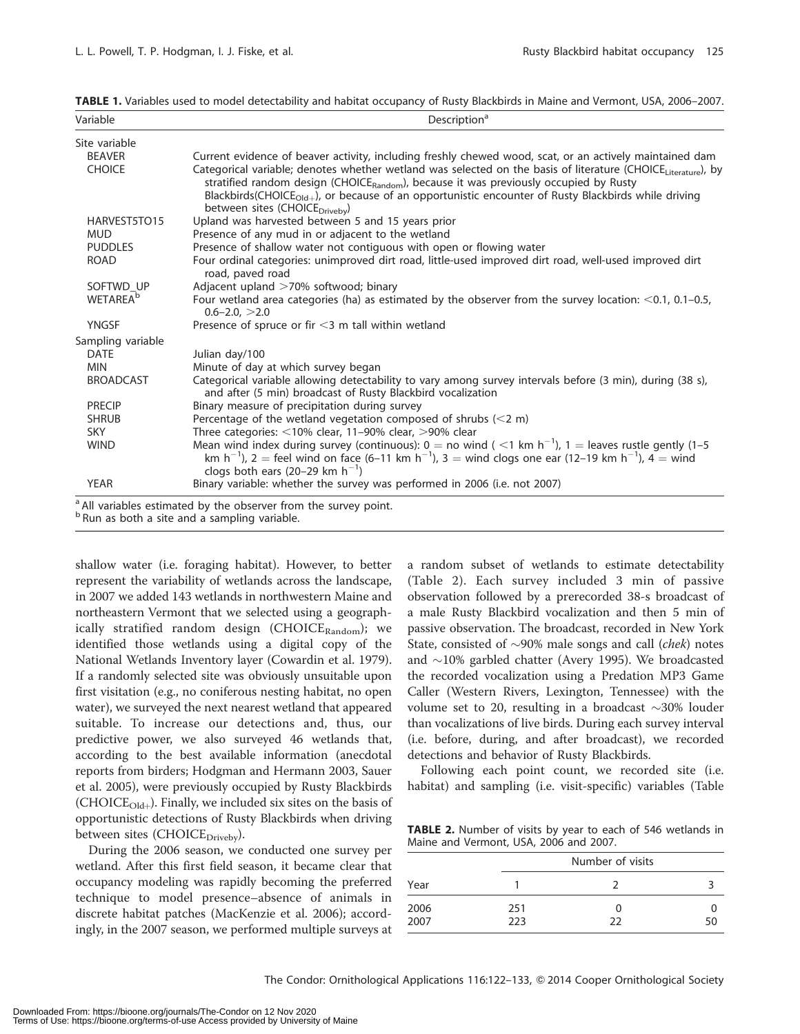**TABLE 1.** Variables used to model detectability and habitat occupancy of Rusty Blackbirds in Maine and Vermont, USA, 2006–2007.

| Variable | Description[a] |
|---|---|
| Site variable | |
| BEAVER | Current evidence of beaver activity, including freshly chewed wood, scat, or an actively maintained dam |
| CHOICE | Categorical variable; denotes whether wetland was selected on the basis of literature ($CHOICE_{Literature}$), by stratified random design ($CHOICE_{Random}$), because it was previously occupied by Rusty Blackbirds($CHOICE_{Old+}$), or because of an opportunistic encounter of Rusty Blackbirds while driving between sites ($CHOICE_{Driveby}$) |
| HARVEST5TO15 | Upland was harvested between 5 and 15 years prior |
| MUD | Presence of any mud in or adjacent to the wetland |
| PUDDLES | Presence of shallow water not contiguous with open or flowing water |
| ROAD | Four ordinal categories: unimproved dirt road, little-used improved dirt road, well-used improved dirt road, paved road |
| SOFTWD_UP | Adjacent upland >70% softwood; binary |
| WETAREA[b] | Four wetland area categories (ha) as estimated by the observer from the survey location: <0.1, 0.1–0.5, 0.6–2.0, >2.0 |
| YNGSF | Presence of spruce or fir <3 m tall within wetland |
| Sampling variable | |
| DATE | Julian day/100 |
| MIN | Minute of day at which survey began |
| BROADCAST | Categorical variable allowing detectability to vary among survey intervals before (3 min), during (38 s), and after (5 min) broadcast of Rusty Blackbird vocalization |
| PRECIP | Binary measure of precipitation during survey |
| SHRUB | Percentage of the wetland vegetation composed of shrubs (<2 m) |
| SKY | Three categories: <10% clear, 11–90% clear, >90% clear |
| WIND | Mean wind index during survey (continuous): 0 = no wind ( <1 km $h^{-1}$), 1 = leaves rustle gently (1–5 km $h^{-1}$), 2 = feel wind on face (6–11 km $h^{-1}$), 3 = wind clogs one ear (12–19 km $h^{-1}$), 4 = wind clogs both ears (20–29 km $h^{-1}$) |
| YEAR | Binary variable: whether the survey was performed in 2006 (i.e. not 2007) |

[a] All variables estimated by the observer from the survey point.
[b] Run as both a site and a sampling variable.

shallow water (i.e. foraging habitat). However, to better represent the variability of wetlands across the landscape, in 2007 we added 143 wetlands in northwestern Maine and northeastern Vermont that we selected using a geographically stratified random design ($CHOICE_{Random}$); we identified those wetlands using a digital copy of the National Wetlands Inventory layer (Cowardin et al. 1979). If a randomly selected site was obviously unsuitable upon first visitation (e.g., no coniferous nesting habitat, no open water), we surveyed the next nearest wetland that appeared suitable. To increase our detections and, thus, our predictive power, we also surveyed 46 wetlands that, according to the best available information (anecdotal reports from birders; Hodgman and Hermann 2003, Sauer et al. 2005), were previously occupied by Rusty Blackbirds ($CHOICE_{Old+}$). Finally, we included six sites on the basis of opportunistic detections of Rusty Blackbirds when driving between sites ($CHOICE_{Driveby}$).

During the 2006 season, we conducted one survey per wetland. After this first field season, it became clear that occupancy modeling was rapidly becoming the preferred technique to model presence–absence of animals in discrete habitat patches (MacKenzie et al. 2006); accordingly, in the 2007 season, we performed multiple surveys at a random subset of wetlands to estimate detectability (Table 2). Each survey included 3 min of passive observation followed by a prerecorded 38-s broadcast of a male Rusty Blackbird vocalization and then 5 min of passive observation. The broadcast, recorded in New York State, consisted of ~90% male songs and call (*chek*) notes and ~10% garbled chatter (Avery 1995). We broadcasted the recorded vocalization using a Predation MP3 Game Caller (Western Rivers, Lexington, Tennessee) with the volume set to 20, resulting in a broadcast ~30% louder than vocalizations of live birds. During each survey interval (i.e. before, during, and after broadcast), we recorded detections and behavior of Rusty Blackbirds.

Following each point count, we recorded site (i.e. habitat) and sampling (i.e. visit-specific) variables (Table

**TABLE 2.** Number of visits by year to each of 546 wetlands in Maine and Vermont, USA, 2006 and 2007.

| | Number of visits | | |
|---|---|---|---|
| Year | 1 | 2 | 3 |
| 2006 | 251 | 0 | 0 |
| 2007 | 223 | 22 | 50 |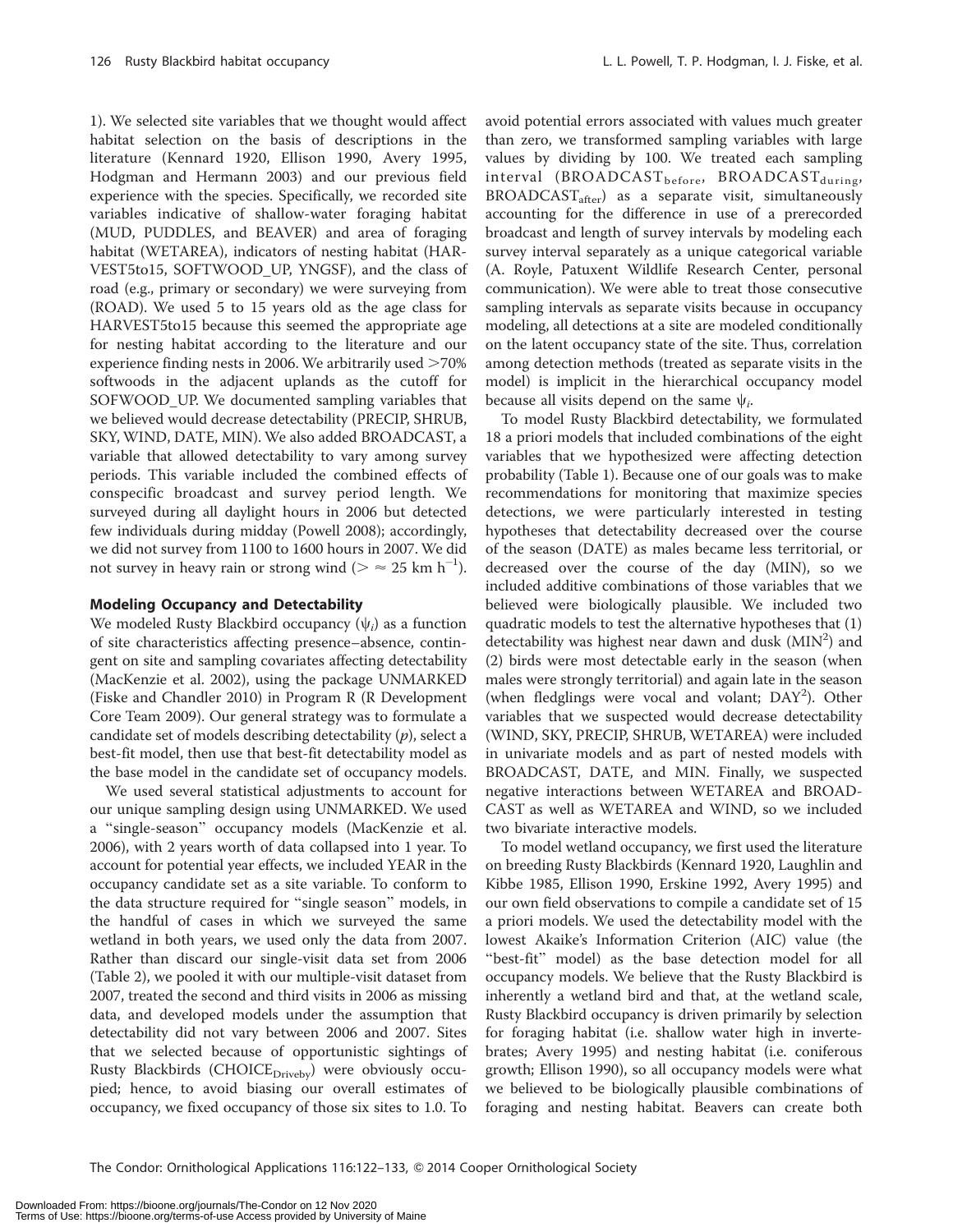1). We selected site variables that we thought would affect habitat selection on the basis of descriptions in the literature (Kennard 1920, Ellison 1990, Avery 1995, Hodgman and Hermann 2003) and our previous field experience with the species. Specifically, we recorded site variables indicative of shallow-water foraging habitat (MUD, PUDDLES, and BEAVER) and area of foraging habitat (WETAREA), indicators of nesting habitat (HARVEST5to15, SOFTWOOD_UP, YNGSF), and the class of road (e.g., primary or secondary) we were surveying from (ROAD). We used 5 to 15 years old as the age class for HARVEST5to15 because this seemed the appropriate age for nesting habitat according to the literature and our experience finding nests in 2006. We arbitrarily used >70% softwoods in the adjacent uplands as the cutoff for SOFWOOD_UP. We documented sampling variables that we believed would decrease detectability (PRECIP, SHRUB, SKY, WIND, DATE, MIN). We also added BROADCAST, a variable that allowed detectability to vary among survey periods. This variable included the combined effects of conspecific broadcast and survey period length. We surveyed during all daylight hours in 2006 but detected few individuals during midday (Powell 2008); accordingly, we did not survey from 1100 to 1600 hours in 2007. We did not survey in heavy rain or strong wind ($> \approx 25$ km h$^{-1}$).

## Modeling Occupancy and Detectability

We modeled Rusty Blackbird occupancy ($\psi_i$) as a function of site characteristics affecting presence–absence, contingent on site and sampling covariates affecting detectability (MacKenzie et al. 2002), using the package UNMARKED (Fiske and Chandler 2010) in Program R (R Development Core Team 2009). Our general strategy was to formulate a candidate set of models describing detectability ($p$), select a best-fit model, then use that best-fit detectability model as the base model in the candidate set of occupancy models.

We used several statistical adjustments to account for our unique sampling design using UNMARKED. We used a "single-season" occupancy models (MacKenzie et al. 2006), with 2 years worth of data collapsed into 1 year. To account for potential year effects, we included YEAR in the occupancy candidate set as a site variable. To conform to the data structure required for "single season" models, in the handful of cases in which we surveyed the same wetland in both years, we used only the data from 2007. Rather than discard our single-visit data set from 2006 (Table 2), we pooled it with our multiple-visit dataset from 2007, treated the second and third visits in 2006 as missing data, and developed models under the assumption that detectability did not vary between 2006 and 2007. Sites that we selected because of opportunistic sightings of Rusty Blackbirds (CHOICE$_{\text{Driveby}}$) were obviously occupied; hence, to avoid biasing our overall estimates of occupancy, we fixed occupancy of those six sites to 1.0. To avoid potential errors associated with values much greater than zero, we transformed sampling variables with large values by dividing by 100. We treated each sampling interval (BROADCAST$_{\text{before}}$, BROADCAST$_{\text{during}}$, BROADCAST$_{\text{after}}$) as a separate visit, simultaneously accounting for the difference in use of a prerecorded broadcast and length of survey intervals by modeling each survey interval separately as a unique categorical variable (A. Royle, Patuxent Wildlife Research Center, personal communication). We were able to treat those consecutive sampling intervals as separate visits because in occupancy modeling, all detections at a site are modeled conditionally on the latent occupancy state of the site. Thus, correlation among detection methods (treated as separate visits in the model) is implicit in the hierarchical occupancy model because all visits depend on the same $\psi_i$.

To model Rusty Blackbird detectability, we formulated 18 a priori models that included combinations of the eight variables that we hypothesized were affecting detection probability (Table 1). Because one of our goals was to make recommendations for monitoring that maximize species detections, we were particularly interested in testing hypotheses that detectability decreased over the course of the season (DATE) as males became less territorial, or decreased over the course of the day (MIN), so we included additive combinations of those variables that we believed were biologically plausible. We included two quadratic models to test the alternative hypotheses that (1) detectability was highest near dawn and dusk (MIN$^2$) and (2) birds were most detectable early in the season (when males were strongly territorial) and again late in the season (when fledglings were vocal and volant; DAY$^2$). Other variables that we suspected would decrease detectability (WIND, SKY, PRECIP, SHRUB, WETAREA) were included in univariate models and as part of nested models with BROADCAST, DATE, and MIN. Finally, we suspected negative interactions between WETAREA and BROADCAST as well as WETAREA and WIND, so we included two bivariate interactive models.

To model wetland occupancy, we first used the literature on breeding Rusty Blackbirds (Kennard 1920, Laughlin and Kibbe 1985, Ellison 1990, Erskine 1992, Avery 1995) and our own field observations to compile a candidate set of 15 a priori models. We used the detectability model with the lowest Akaike's Information Criterion (AIC) value (the "best-fit" model) as the base detection model for all occupancy models. We believe that the Rusty Blackbird is inherently a wetland bird and that, at the wetland scale, Rusty Blackbird occupancy is driven primarily by selection for foraging habitat (i.e. shallow water high in invertebrates; Avery 1995) and nesting habitat (i.e. coniferous growth; Ellison 1990), so all occupancy models were what we believed to be biologically plausible combinations of foraging and nesting habitat. Beavers can create both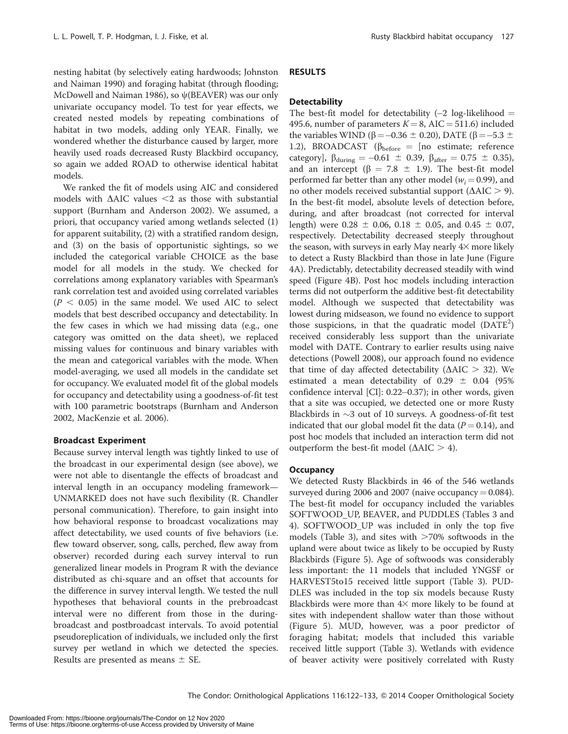nesting habitat (by selectively eating hardwoods; Johnston and Naiman 1990) and foraging habitat (through flooding; McDowell and Naiman 1986), so $\psi$(BEAVER) was our only univariate occupancy model. To test for year effects, we created nested models by repeating combinations of habitat in two models, adding only YEAR. Finally, we wondered whether the disturbance caused by larger, more heavily used roads decreased Rusty Blackbird occupancy, so again we added ROAD to otherwise identical habitat models.

We ranked the fit of models using AIC and considered models with $\Delta$AIC values $<2$ as those with substantial support (Burnham and Anderson 2002). We assumed, a priori, that occupancy varied among wetlands selected (1) for apparent suitability, (2) with a stratified random design, and (3) on the basis of opportunistic sightings, so we included the categorical variable CHOICE as the base model for all models in the study. We checked for correlations among explanatory variables with Spearman's rank correlation test and avoided using correlated variables ($P < 0.05$) in the same model. We used AIC to select models that best described occupancy and detectability. In the few cases in which we had missing data (e.g., one category was omitted on the data sheet), we replaced missing values for continuous and binary variables with the mean and categorical variables with the mode. When model-averaging, we used all models in the candidate set for occupancy. We evaluated model fit of the global models for occupancy and detectability using a goodness-of-fit test with 100 parametric bootstraps (Burnham and Anderson 2002, MacKenzie et al. 2006).

### Broadcast Experiment

Because survey interval length was tightly linked to use of the broadcast in our experimental design (see above), we were not able to disentangle the effects of broadcast and interval length in an occupancy modeling framework—UNMARKED does not have such flexibility (R. Chandler personal communication). Therefore, to gain insight into how behavioral response to broadcast vocalizations may affect detectability, we used counts of five behaviors (i.e. flew toward observer, song, calls, perched, flew away from observer) recorded during each survey interval to run generalized linear models in Program R with the deviance distributed as chi-square and an offset that accounts for the difference in survey interval length. We tested the null hypotheses that behavioral counts in the prebroadcast interval were no different from those in the during-broadcast and postbroadcast intervals. To avoid potential pseudoreplication of individuals, we included only the first survey per wetland in which we detected the species. Results are presented as means $\pm$ SE.

## RESULTS

### Detectability

The best-fit model for detectability ($-2$ log-likelihood $=$ 495.6, number of parameters $K = 8$, AIC $= 511.6$) included the variables WIND ($\beta = -0.36 \pm 0.20$), DATE ($\beta = -5.3 \pm 1.2$), BROADCAST ($\beta_{before}$ = [no estimate; reference category], $\beta_{during} = -0.61 \pm 0.39$, $\beta_{after} = 0.75 \pm 0.35$), and an intercept ($\beta = 7.8 \pm 1.9$). The best-fit model performed far better than any other model ($w_i = 0.99$), and no other models received substantial support ($\Delta$AIC $> 9$). In the best-fit model, absolute levels of detection before, during, and after broadcast (not corrected for interval length) were $0.28 \pm 0.06$, $0.18 \pm 0.05$, and $0.45 \pm 0.07$, respectively. Detectability decreased steeply throughout the season, with surveys in early May nearly 4$\times$ more likely to detect a Rusty Blackbird than those in late June (Figure 4A). Predictably, detectability decreased steadily with wind speed (Figure 4B). Post hoc models including interaction terms did not outperform the additive best-fit detectability model. Although we suspected that detectability was lowest during midseason, we found no evidence to support those suspicions, in that the quadratic model (DATE$^2$) received considerably less support than the univariate model with DATE. Contrary to earlier results using naive detections (Powell 2008), our approach found no evidence that time of day affected detectability ($\Delta$AIC $> 32$). We estimated a mean detectability of $0.29 \pm 0.04$ (95% confidence interval [CI]: 0.22–0.37); in other words, given that a site was occupied, we detected one or more Rusty Blackbirds in ~3 out of 10 surveys. A goodness-of-fit test indicated that our global model fit the data ($P = 0.14$), and post hoc models that included an interaction term did not outperform the best-fit model ($\Delta$AIC $> 4$).

### Occupancy

We detected Rusty Blackbirds in 46 of the 546 wetlands surveyed during 2006 and 2007 (naive occupancy = 0.084). The best-fit model for occupancy included the variables SOFTWOOD_UP, BEAVER, and PUDDLES (Tables 3 and 4). SOFTWOOD_UP was included in only the top five models (Table 3), and sites with >70% softwoods in the upland were about twice as likely to be occupied by Rusty Blackbirds (Figure 5). Age of softwoods was considerably less important: the 11 models that included YNGSF or HARVEST5to15 received little support (Table 3). PUDDLES was included in the top six models because Rusty Blackbirds were more than 4$\times$ more likely to be found at sites with independent shallow water than those without (Figure 5). MUD, however, was a poor predictor of foraging habitat; models that included this variable received little support (Table 3). Wetlands with evidence of beaver activity were positively correlated with Rusty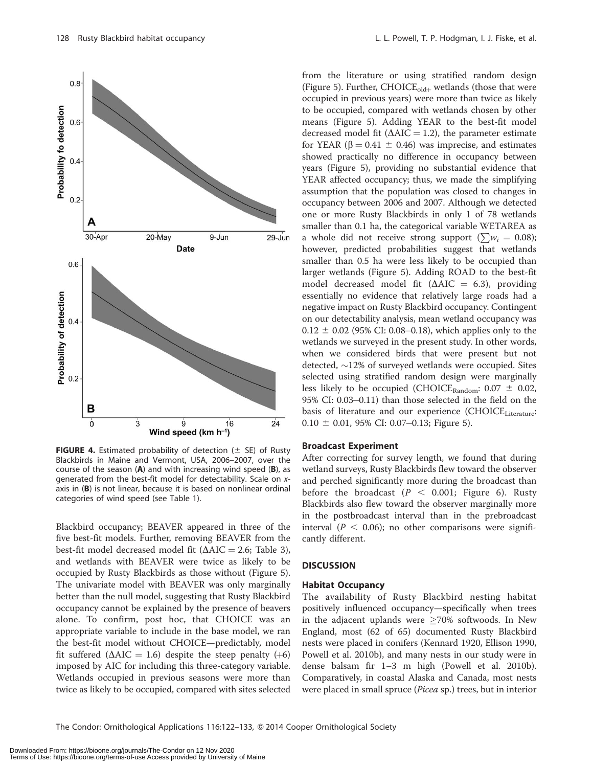FIGURE 4. Estimated probability of detection (± SE) of Rusty Blackbirds in Maine and Vermont, USA, 2006–2007, over the course of the season (**A**) and with increasing wind speed (**B**), as generated from the best-fit model for detectability. Scale on *x*-axis in (**B**) is not linear, because it is based on nonlinear ordinal categories of wind speed (see Table 1).

Blackbird occupancy; BEAVER appeared in three of the five best-fit models. Further, removing BEAVER from the best-fit model decreased model fit ($\Delta AIC = 2.6$; Table 3), and wetlands with BEAVER were twice as likely to be occupied by Rusty Blackbirds as those without (Figure 5). The univariate model with BEAVER was only marginally better than the null model, suggesting that Rusty Blackbird occupancy cannot be explained by the presence of beavers alone. To confirm, post hoc, that CHOICE was an appropriate variable to include in the base model, we ran the best-fit model without CHOICE—predictably, model fit suffered ($\Delta AIC = 1.6$) despite the steep penalty (+6) imposed by AIC for including this three-category variable. Wetlands occupied in previous seasons were more than twice as likely to be occupied, compared with sites selected from the literature or using stratified random design (Figure 5). Further, $CHOICE_{old+}$ wetlands (those that were occupied in previous years) were more than twice as likely to be occupied, compared with wetlands chosen by other means (Figure 5). Adding YEAR to the best-fit model decreased model fit ($\Delta AIC = 1.2$), the parameter estimate for YEAR ($\beta = 0.41 \pm 0.46$) was imprecise, and estimates showed practically no difference in occupancy between years (Figure 5), providing no substantial evidence that YEAR affected occupancy; thus, we made the simplifying assumption that the population was closed to changes in occupancy between 2006 and 2007. Although we detected one or more Rusty Blackbirds in only 1 of 78 wetlands smaller than 0.1 ha, the categorical variable WETAREA as a whole did not receive strong support ($\sum w_i = 0.08$); however, predicted probabilities suggest that wetlands smaller than 0.5 ha were less likely to be occupied than larger wetlands (Figure 5). Adding ROAD to the best-fit model decreased model fit ($\Delta AIC = 6.3$), providing essentially no evidence that relatively large roads had a negative impact on Rusty Blackbird occupancy. Contingent on our detectability analysis, mean wetland occupancy was $0.12 \pm 0.02$ (95% CI: 0.08–0.18), which applies only to the wetlands we surveyed in the present study. In other words, when we considered birds that were present but not detected, ~12% of surveyed wetlands were occupied. Sites selected using stratified random design were marginally less likely to be occupied ($CHOICE_{Random}$: $0.07 \pm 0.02$, 95% CI: 0.03–0.11) than those selected in the field on the basis of literature and our experience ($CHOICE_{Literature}$: $0.10 \pm 0.01$, 95% CI: 0.07–0.13; Figure 5).

### Broadcast Experiment

After correcting for survey length, we found that during wetland surveys, Rusty Blackbirds flew toward the observer and perched significantly more during the broadcast than before the broadcast ($P < 0.001$; Figure 6). Rusty Blackbirds also flew toward the observer marginally more in the postbroadcast interval than in the prebroadcast interval ($P < 0.06$); no other comparisons were significantly different.

## DISCUSSION

### Habitat Occupancy

The availability of Rusty Blackbird nesting habitat positively influenced occupancy—specifically when trees in the adjacent uplands were ≥70% softwoods. In New England, most (62 of 65) documented Rusty Blackbird nests were placed in conifers (Kennard 1920, Ellison 1990, Powell et al. 2010b), and many nests in our study were in dense balsam fir 1–3 m high (Powell et al. 2010b). Comparatively, in coastal Alaska and Canada, most nests were placed in small spruce (*Picea* sp.) trees, but in interior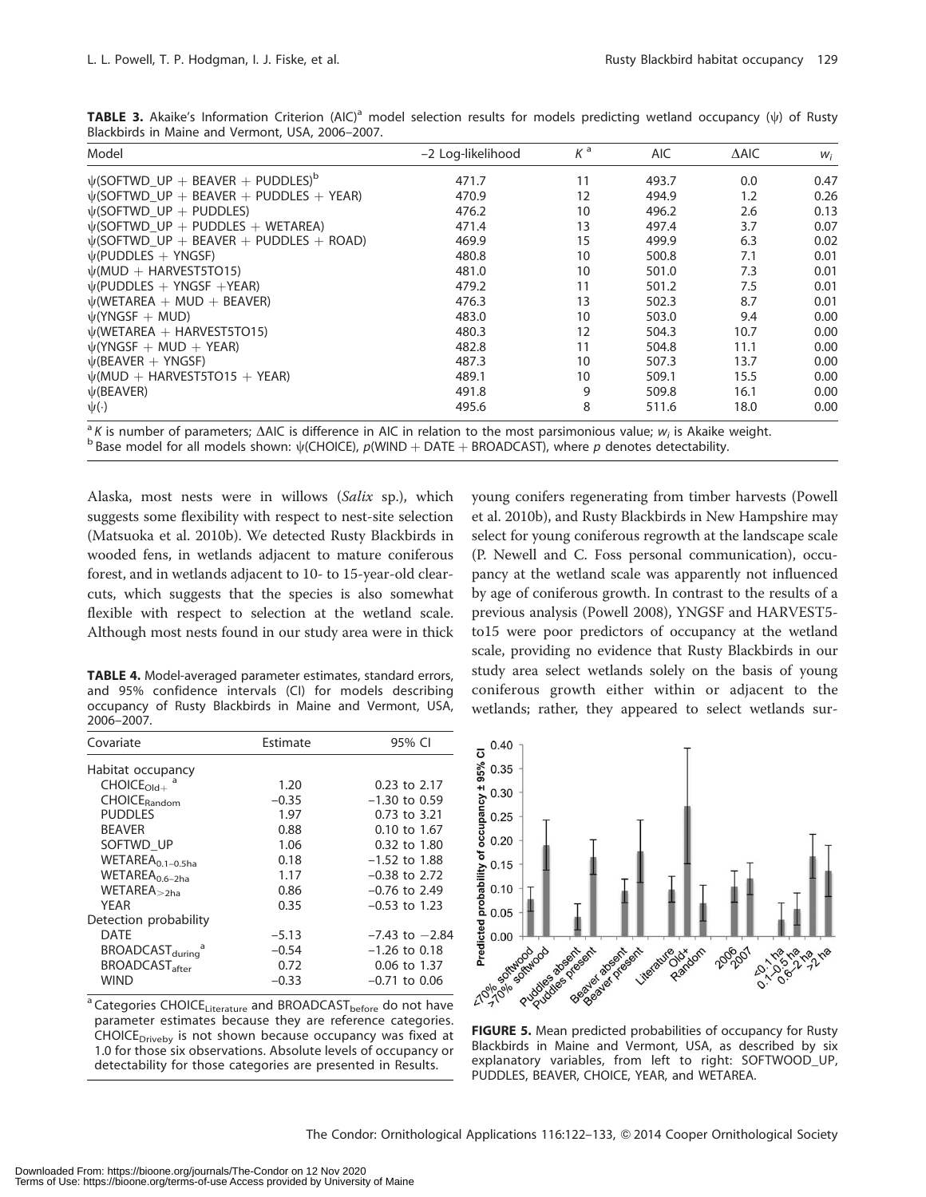**TABLE 3.** Akaike's Information Criterion (AIC)[a] model selection results for models predicting wetland occupancy ($\psi$) of Rusty Blackbirds in Maine and Vermont, USA, 2006–2007.

| Model | −2 Log-likelihood | $K$[a] | AIC | ΔAIC | $w_i$ |
|---|---|---|---|---|---|
| $\psi$(SOFTWD_UP + BEAVER + PUDDLES)[b] | 471.7 | 11 | 493.7 | 0.0 | 0.47 |
| $\psi$(SOFTWD_UP + BEAVER + PUDDLES + YEAR) | 470.9 | 12 | 494.9 | 1.2 | 0.26 |
| $\psi$(SOFTWD_UP + PUDDLES) | 476.2 | 10 | 496.2 | 2.6 | 0.13 |
| $\psi$(SOFTWD_UP + PUDDLES + WETAREA) | 471.4 | 13 | 497.4 | 3.7 | 0.07 |
| $\psi$(SOFTWD_UP + BEAVER + PUDDLES + ROAD) | 469.9 | 15 | 499.9 | 6.3 | 0.02 |
| $\psi$(PUDDLES + YNGSF) | 480.8 | 10 | 500.8 | 7.1 | 0.01 |
| $\psi$(MUD + HARVEST5TO15) | 481.0 | 10 | 501.0 | 7.3 | 0.01 |
| $\psi$(PUDDLES + YNGSF +YEAR) | 479.2 | 11 | 501.2 | 7.5 | 0.01 |
| $\psi$(WETAREA + MUD + BEAVER) | 476.3 | 13 | 502.3 | 8.7 | 0.01 |
| $\psi$(YNGSF + MUD) | 483.0 | 10 | 503.0 | 9.4 | 0.00 |
| $\psi$(WETAREA + HARVEST5TO15) | 480.3 | 12 | 504.3 | 10.7 | 0.00 |
| $\psi$(YNGSF + MUD + YEAR) | 482.8 | 11 | 504.8 | 11.1 | 0.00 |
| $\psi$(BEAVER + YNGSF) | 487.3 | 10 | 507.3 | 13.7 | 0.00 |
| $\psi$(MUD + HARVEST5TO15 + YEAR) | 489.1 | 10 | 509.1 | 15.5 | 0.00 |
| $\psi$(BEAVER) | 491.8 | 9 | 509.8 | 16.1 | 0.00 |
| $\psi(\cdot)$ | 495.6 | 8 | 511.6 | 18.0 | 0.00 |

[a] $K$ is number of parameters; ΔAIC is difference in AIC in relation to the most parsimonious value; $w_i$ is Akaike weight.
[b] Base model for all models shown: $\psi$(CHOICE), $p$(WIND + DATE + BROADCAST), where $p$ denotes detectability.

Alaska, most nests were in willows (*Salix* sp.), which suggests some flexibility with respect to nest-site selection (Matsuoka et al. 2010b). We detected Rusty Blackbirds in wooded fens, in wetlands adjacent to mature coniferous forest, and in wetlands adjacent to 10- to 15-year-old clearcuts, which suggests that the species is also somewhat flexible with respect to selection at the wetland scale. Although most nests found in our study area were in thick young conifers regenerating from timber harvests (Powell et al. 2010b), and Rusty Blackbirds in New Hampshire may select for young coniferous regrowth at the landscape scale (P. Newell and C. Foss personal communication), occupancy at the wetland scale was apparently not influenced by age of coniferous growth. In contrast to the results of a previous analysis (Powell 2008), YNGSF and HARVEST5-to15 were poor predictors of occupancy at the wetland scale, providing no evidence that Rusty Blackbirds in our study area select wetlands solely on the basis of young coniferous growth either within or adjacent to the wetlands; rather, they appeared to select wetlands sur-

**TABLE 4.** Model-averaged parameter estimates, standard errors, and 95% confidence intervals (CI) for models describing occupancy of Rusty Blackbirds in Maine and Vermont, USA, 2006–2007.

| Covariate | Estimate | 95% CI |
|---|---|---|
| Habitat occupancy | | |
| $\text{CHOICE}_{\text{Old+}}$[a] | 1.20 | 0.23 to 2.17 |
| $\text{CHOICE}_{\text{Random}}$ | −0.35 | −1.30 to 0.59 |
| PUDDLES | 1.97 | 0.73 to 3.21 |
| BEAVER | 0.88 | 0.10 to 1.67 |
| SOFTWD_UP | 1.06 | 0.32 to 1.80 |
| $\text{WETAREA}_{0.1\text{–}0.5\text{ha}}$ | 0.18 | −1.52 to 1.88 |
| $\text{WETAREA}_{0.6\text{–}2\text{ha}}$ | 1.17 | −0.38 to 2.72 |
| $\text{WETAREA}_{>2\text{ha}}$ | 0.86 | −0.76 to 2.49 |
| YEAR | 0.35 | −0.53 to 1.23 |
| Detection probability | | |
| DATE | −5.13 | −7.43 to −2.84 |
| $\text{BROADCAST}_{\text{during}}$[a] | −0.54 | −1.26 to 0.18 |
| $\text{BROADCAST}_{\text{after}}$ | 0.72 | 0.06 to 1.37 |
| WIND | −0.33 | −0.71 to 0.06 |

[a] Categories $\text{CHOICE}_{\text{Literature}}$ and $\text{BROADCAST}_{\text{before}}$ do not have parameter estimates because they are reference categories. $\text{CHOICE}_{\text{Driveby}}$ is not shown because occupancy was fixed at 1.0 for those six observations. Absolute levels of occupancy or detectability for those categories are presented in Results.

**FIGURE 5.** Mean predicted probabilities of occupancy for Rusty Blackbirds in Maine and Vermont, USA, as described by six explanatory variables, from left to right: SOFTWOOD_UP, PUDDLES, BEAVER, CHOICE, YEAR, and WETAREA.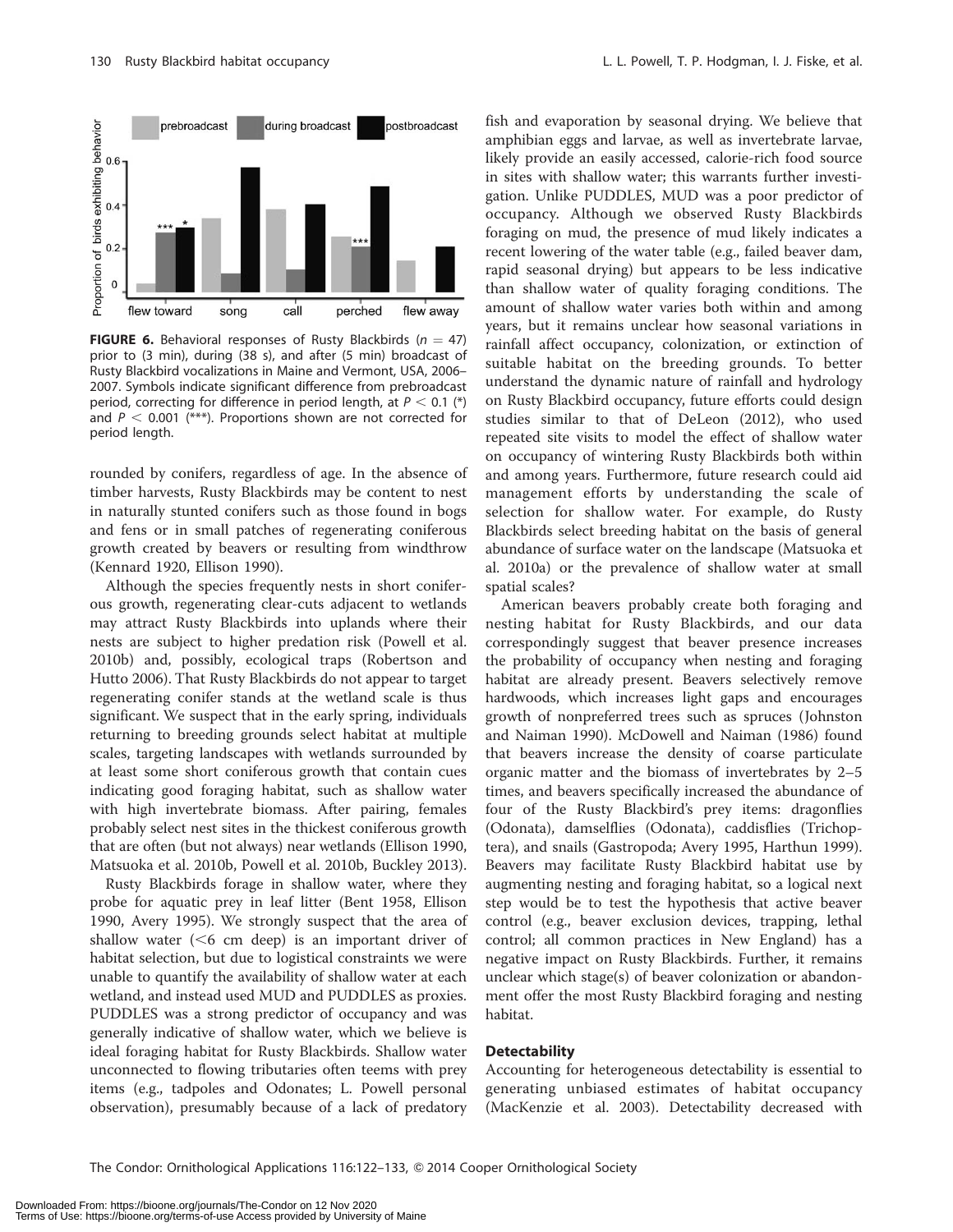**FIGURE 6.** Behavioral responses of Rusty Blackbirds ($n = 47$) prior to (3 min), during (38 s), and after (5 min) broadcast of Rusty Blackbird vocalizations in Maine and Vermont, USA, 2006–2007. Symbols indicate significant difference from prebroadcast period, correcting for difference in period length, at $P < 0.1$ (*) and $P < 0.001$ (***). Proportions shown are not corrected for period length.

rounded by conifers, regardless of age. In the absence of timber harvests, Rusty Blackbirds may be content to nest in naturally stunted conifers such as those found in bogs and fens or in small patches of regenerating coniferous growth created by beavers or resulting from windthrow (Kennard 1920, Ellison 1990).

Although the species frequently nests in short coniferous growth, regenerating clear-cuts adjacent to wetlands may attract Rusty Blackbirds into uplands where their nests are subject to higher predation risk (Powell et al. 2010b) and, possibly, ecological traps (Robertson and Hutto 2006). That Rusty Blackbirds do not appear to target regenerating conifer stands at the wetland scale is thus significant. We suspect that in the early spring, individuals returning to breeding grounds select habitat at multiple scales, targeting landscapes with wetlands surrounded by at least some short coniferous growth that contain cues indicating good foraging habitat, such as shallow water with high invertebrate biomass. After pairing, females probably select nest sites in the thickest coniferous growth that are often (but not always) near wetlands (Ellison 1990, Matsuoka et al. 2010b, Powell et al. 2010b, Buckley 2013).

Rusty Blackbirds forage in shallow water, where they probe for aquatic prey in leaf litter (Bent 1958, Ellison 1990, Avery 1995). We strongly suspect that the area of shallow water (<6 cm deep) is an important driver of habitat selection, but due to logistical constraints we were unable to quantify the availability of shallow water at each wetland, and instead used MUD and PUDDLES as proxies. PUDDLES was a strong predictor of occupancy and was generally indicative of shallow water, which we believe is ideal foraging habitat for Rusty Blackbirds. Shallow water unconnected to flowing tributaries often teems with prey items (e.g., tadpoles and Odonates; L. Powell personal observation), presumably because of a lack of predatory fish and evaporation by seasonal drying. We believe that amphibian eggs and larvae, as well as invertebrate larvae, likely provide an easily accessed, calorie-rich food source in sites with shallow water; this warrants further investigation. Unlike PUDDLES, MUD was a poor predictor of occupancy. Although we observed Rusty Blackbirds foraging on mud, the presence of mud likely indicates a recent lowering of the water table (e.g., failed beaver dam, rapid seasonal drying) but appears to be less indicative than shallow water of quality foraging conditions. The amount of shallow water varies both within and among years, but it remains unclear how seasonal variations in rainfall affect occupancy, colonization, or extinction of suitable habitat on the breeding grounds. To better understand the dynamic nature of rainfall and hydrology on Rusty Blackbird occupancy, future efforts could design studies similar to that of DeLeon (2012), who used repeated site visits to model the effect of shallow water on occupancy of wintering Rusty Blackbirds both within and among years. Furthermore, future research could aid management efforts by understanding the scale of selection for shallow water. For example, do Rusty Blackbirds select breeding habitat on the basis of general abundance of surface water on the landscape (Matsuoka et al. 2010a) or the prevalence of shallow water at small spatial scales?

American beavers probably create both foraging and nesting habitat for Rusty Blackbirds, and our data correspondingly suggest that beaver presence increases the probability of occupancy when nesting and foraging habitat are already present. Beavers selectively remove hardwoods, which increases light gaps and encourages growth of nonpreferred trees such as spruces (Johnston and Naiman 1990). McDowell and Naiman (1986) found that beavers increase the density of coarse particulate organic matter and the biomass of invertebrates by 2–5 times, and beavers specifically increased the abundance of four of the Rusty Blackbird's prey items: dragonflies (Odonata), damselflies (Odonata), caddisflies (Trichoptera), and snails (Gastropoda; Avery 1995, Harthun 1999). Beavers may facilitate Rusty Blackbird habitat use by augmenting nesting and foraging habitat, so a logical next step would be to test the hypothesis that active beaver control (e.g., beaver exclusion devices, trapping, lethal control; all common practices in New England) has a negative impact on Rusty Blackbirds. Further, it remains unclear which stage(s) of beaver colonization or abandonment offer the most Rusty Blackbird foraging and nesting habitat.

### Detectability

Accounting for heterogeneous detectability is essential to generating unbiased estimates of habitat occupancy (MacKenzie et al. 2003). Detectability decreased with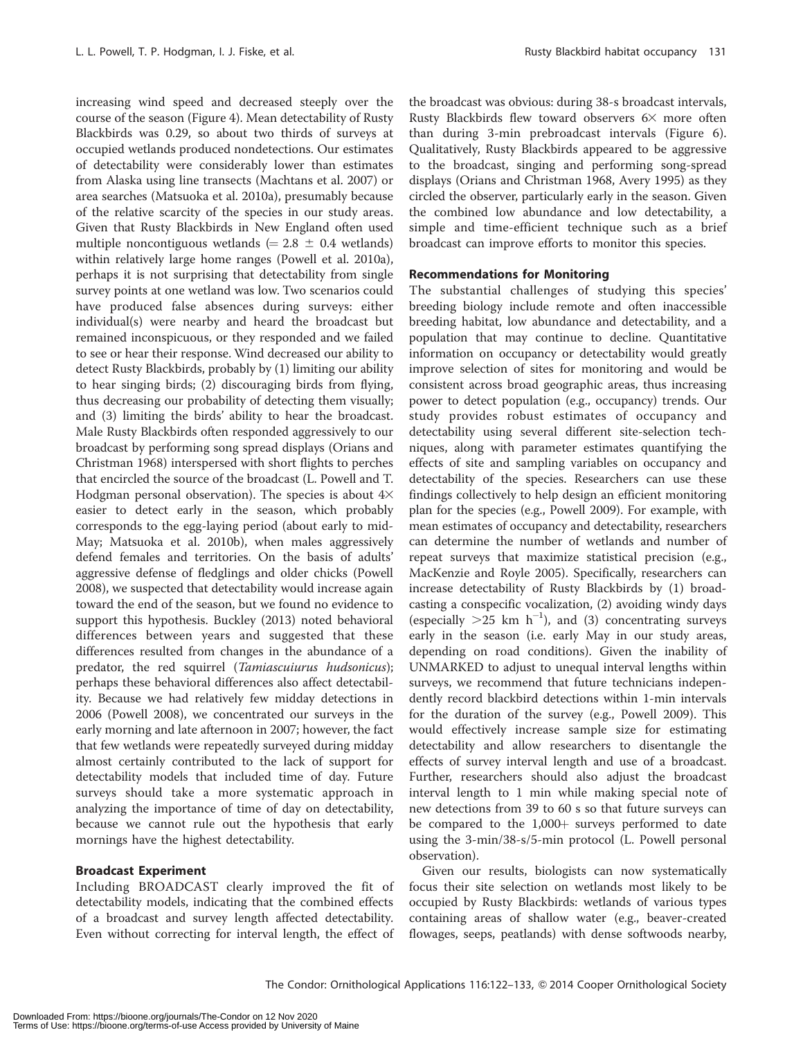increasing wind speed and decreased steeply over the course of the season (Figure 4). Mean detectability of Rusty Blackbirds was 0.29, so about two thirds of surveys at occupied wetlands produced nondetections. Our estimates of detectability were considerably lower than estimates from Alaska using line transects (Machtans et al. 2007) or area searches (Matsuoka et al. 2010a), presumably because of the relative scarcity of the species in our study areas. Given that Rusty Blackbirds in New England often used multiple noncontiguous wetlands ($= 2.8 \pm 0.4$ wetlands) within relatively large home ranges (Powell et al. 2010a), perhaps it is not surprising that detectability from single survey points at one wetland was low. Two scenarios could have produced false absences during surveys: either individual(s) were nearby and heard the broadcast but remained inconspicuous, or they responded and we failed to see or hear their response. Wind decreased our ability to detect Rusty Blackbirds, probably by (1) limiting our ability to hear singing birds; (2) discouraging birds from flying, thus decreasing our probability of detecting them visually; and (3) limiting the birds' ability to hear the broadcast. Male Rusty Blackbirds often responded aggressively to our broadcast by performing song spread displays (Orians and Christman 1968) interspersed with short flights to perches that encircled the source of the broadcast (L. Powell and T. Hodgman personal observation). The species is about 4× easier to detect early in the season, which probably corresponds to the egg-laying period (about early to mid-May; Matsuoka et al. 2010b), when males aggressively defend females and territories. On the basis of adults' aggressive defense of fledglings and older chicks (Powell 2008), we suspected that detectability would increase again toward the end of the season, but we found no evidence to support this hypothesis. Buckley (2013) noted behavioral differences between years and suggested that these differences resulted from changes in the abundance of a predator, the red squirrel (*Tamiascuiurus hudsonicus*); perhaps these behavioral differences also affect detectability. Because we had relatively few midday detections in 2006 (Powell 2008), we concentrated our surveys in the early morning and late afternoon in 2007; however, the fact that few wetlands were repeatedly surveyed during midday almost certainly contributed to the lack of support for detectability models that included time of day. Future surveys should take a more systematic approach in analyzing the importance of time of day on detectability, because we cannot rule out the hypothesis that early mornings have the highest detectability.

### Broadcast Experiment

Including BROADCAST clearly improved the fit of detectability models, indicating that the combined effects of a broadcast and survey length affected detectability. Even without correcting for interval length, the effect of the broadcast was obvious: during 38-s broadcast intervals, Rusty Blackbirds flew toward observers 6× more often than during 3-min prebroadcast intervals (Figure 6). Qualitatively, Rusty Blackbirds appeared to be aggressive to the broadcast, singing and performing song-spread displays (Orians and Christman 1968, Avery 1995) as they circled the observer, particularly early in the season. Given the combined low abundance and low detectability, a simple and time-efficient technique such as a brief broadcast can improve efforts to monitor this species.

### Recommendations for Monitoring

The substantial challenges of studying this species' breeding biology include remote and often inaccessible breeding habitat, low abundance and detectability, and a population that may continue to decline. Quantitative information on occupancy or detectability would greatly improve selection of sites for monitoring and would be consistent across broad geographic areas, thus increasing power to detect population (e.g., occupancy) trends. Our study provides robust estimates of occupancy and detectability using several different site-selection techniques, along with parameter estimates quantifying the effects of site and sampling variables on occupancy and detectability of the species. Researchers can use these findings collectively to help design an efficient monitoring plan for the species (e.g., Powell 2009). For example, with mean estimates of occupancy and detectability, researchers can determine the number of wetlands and number of repeat surveys that maximize statistical precision (e.g., MacKenzie and Royle 2005). Specifically, researchers can increase detectability of Rusty Blackbirds by (1) broadcasting a conspecific vocalization, (2) avoiding windy days (especially $>25$ km h$^{-1}$), and (3) concentrating surveys early in the season (i.e. early May in our study areas, depending on road conditions). Given the inability of UNMARKED to adjust to unequal interval lengths within surveys, we recommend that future technicians independently record blackbird detections within 1-min intervals for the duration of the survey (e.g., Powell 2009). This would effectively increase sample size for estimating detectability and allow researchers to disentangle the effects of survey interval length and use of a broadcast. Further, researchers should also adjust the broadcast interval length to 1 min while making special note of new detections from 39 to 60 s so that future surveys can be compared to the 1,000+ surveys performed to date using the 3-min/38-s/5-min protocol (L. Powell personal observation).

Given our results, biologists can now systematically focus their site selection on wetlands most likely to be occupied by Rusty Blackbirds: wetlands of various types containing areas of shallow water (e.g., beaver-created flowages, seeps, peatlands) with dense softwoods nearby,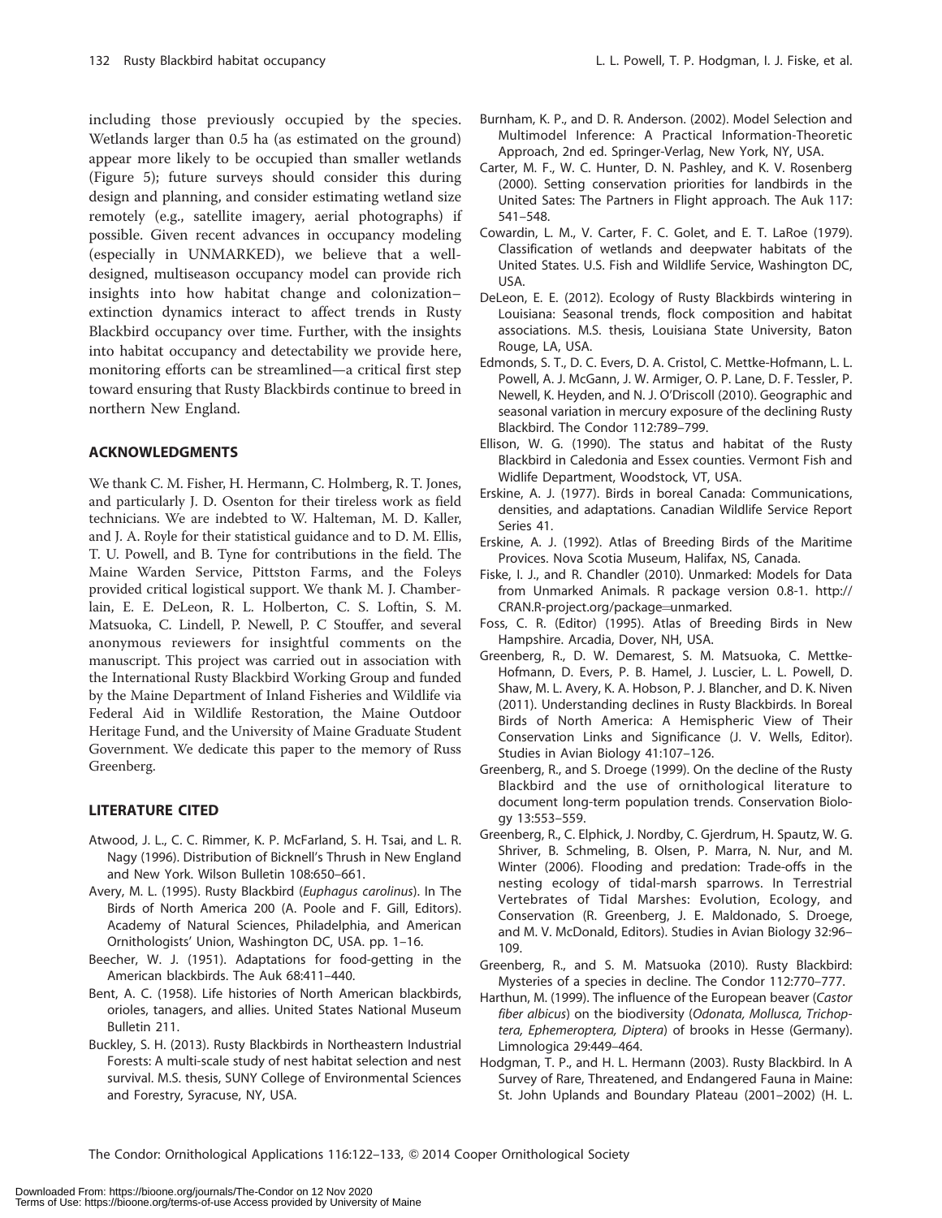including those previously occupied by the species. Wetlands larger than 0.5 ha (as estimated on the ground) appear more likely to be occupied than smaller wetlands (Figure 5); future surveys should consider this during design and planning, and consider estimating wetland size remotely (e.g., satellite imagery, aerial photographs) if possible. Given recent advances in occupancy modeling (especially in UNMARKED), we believe that a well-designed, multiseason occupancy model can provide rich insights into how habitat change and colonization–extinction dynamics interact to affect trends in Rusty Blackbird occupancy over time. Further, with the insights into habitat occupancy and detectability we provide here, monitoring efforts can be streamlined—a critical first step toward ensuring that Rusty Blackbirds continue to breed in northern New England.

## ACKNOWLEDGMENTS

We thank C. M. Fisher, H. Hermann, C. Holmberg, R. T. Jones, and particularly J. D. Osenton for their tireless work as field technicians. We are indebted to W. Halteman, M. D. Kaller, and J. A. Royle for their statistical guidance and to D. M. Ellis, T. U. Powell, and B. Tyne for contributions in the field. The Maine Warden Service, Pittston Farms, and the Foleys provided critical logistical support. We thank M. J. Chamberlain, E. E. DeLeon, R. L. Holberton, C. S. Loftin, S. M. Matsuoka, C. Lindell, P. Newell, P. C Stouffer, and several anonymous reviewers for insightful comments on the manuscript. This project was carried out in association with the International Rusty Blackbird Working Group and funded by the Maine Department of Inland Fisheries and Wildlife via Federal Aid in Wildlife Restoration, the Maine Outdoor Heritage Fund, and the University of Maine Graduate Student Government. We dedicate this paper to the memory of Russ Greenberg.

## LITERATURE CITED

Atwood, J. L., C. C. Rimmer, K. P. McFarland, S. H. Tsai, and L. R. Nagy (1996). Distribution of Bicknell's Thrush in New England and New York. Wilson Bulletin 108:650–661.

Avery, M. L. (1995). Rusty Blackbird (*Euphagus carolinus*). In The Birds of North America 200 (A. Poole and F. Gill, Editors). Academy of Natural Sciences, Philadelphia, and American Ornithologists' Union, Washington DC, USA. pp. 1–16.

Beecher, W. J. (1951). Adaptations for food-getting in the American blackbirds. The Auk 68:411–440.

Bent, A. C. (1958). Life histories of North American blackbirds, orioles, tanagers, and allies. United States National Museum Bulletin 211.

Buckley, S. H. (2013). Rusty Blackbirds in Northeastern Industrial Forests: A multi-scale study of nest habitat selection and nest survival. M.S. thesis, SUNY College of Environmental Sciences and Forestry, Syracuse, NY, USA.

Burnham, K. P., and D. R. Anderson. (2002). Model Selection and Multimodel Inference: A Practical Information-Theoretic Approach, 2nd ed. Springer-Verlag, New York, NY, USA.

Carter, M. F., W. C. Hunter, D. N. Pashley, and K. V. Rosenberg (2000). Setting conservation priorities for landbirds in the United Sates: The Partners in Flight approach. The Auk 117: 541–548.

Cowardin, L. M., V. Carter, F. C. Golet, and E. T. LaRoe (1979). Classification of wetlands and deepwater habitats of the United States. U.S. Fish and Wildlife Service, Washington DC, USA.

DeLeon, E. E. (2012). Ecology of Rusty Blackbirds wintering in Louisiana: Seasonal trends, flock composition and habitat associations. M.S. thesis, Louisiana State University, Baton Rouge, LA, USA.

Edmonds, S. T., D. C. Evers, D. A. Cristol, C. Mettke-Hofmann, L. L. Powell, A. J. McGann, J. W. Armiger, O. P. Lane, D. F. Tessler, P. Newell, K. Heyden, and N. J. O'Driscoll (2010). Geographic and seasonal variation in mercury exposure of the declining Rusty Blackbird. The Condor 112:789–799.

Ellison, W. G. (1990). The status and habitat of the Rusty Blackbird in Caledonia and Essex counties. Vermont Fish and Widlife Department, Woodstock, VT, USA.

Erskine, A. J. (1977). Birds in boreal Canada: Communications, densities, and adaptations. Canadian Wildlife Service Report Series 41.

Erskine, A. J. (1992). Atlas of Breeding Birds of the Maritime Provices. Nova Scotia Museum, Halifax, NS, Canada.

Fiske, I. J., and R. Chandler (2010). Unmarked: Models for Data from Unmarked Animals. R package version 0.8-1. http://CRAN.R-project.org/package=unmarked.

Foss, C. R. (Editor) (1995). Atlas of Breeding Birds in New Hampshire. Arcadia, Dover, NH, USA.

Greenberg, R., D. W. Demarest, S. M. Matsuoka, C. Mettke-Hofmann, D. Evers, P. B. Hamel, J. Luscier, L. L. Powell, D. Shaw, M. L. Avery, K. A. Hobson, P. J. Blancher, and D. K. Niven (2011). Understanding declines in Rusty Blackbirds. In Boreal Birds of North America: A Hemispheric View of Their Conservation Links and Significance (J. V. Wells, Editor). Studies in Avian Biology 41:107–126.

Greenberg, R., and S. Droege (1999). On the decline of the Rusty Blackbird and the use of ornithological literature to document long-term population trends. Conservation Biology 13:553–559.

Greenberg, R., C. Elphick, J. Nordby, C. Gjerdrum, H. Spautz, W. G. Shriver, B. Schmeling, B. Olsen, P. Marra, N. Nur, and M. Winter (2006). Flooding and predation: Trade-offs in the nesting ecology of tidal-marsh sparrows. In Terrestrial Vertebrates of Tidal Marshes: Evolution, Ecology, and Conservation (R. Greenberg, J. E. Maldonado, S. Droege, and M. V. McDonald, Editors). Studies in Avian Biology 32:96–109.

Greenberg, R., and S. M. Matsuoka (2010). Rusty Blackbird: Mysteries of a species in decline. The Condor 112:770–777.

Harthun, M. (1999). The influence of the European beaver (*Castor fiber albicus*) on the biodiversity (*Odonata, Mollusca, Trichoptera, Ephemeroptera, Diptera*) of brooks in Hesse (Germany). Limnologica 29:449–464.

Hodgman, T. P., and H. L. Hermann (2003). Rusty Blackbird. In A Survey of Rare, Threatened, and Endangered Fauna in Maine: St. John Uplands and Boundary Plateau (2001–2002) (H. L.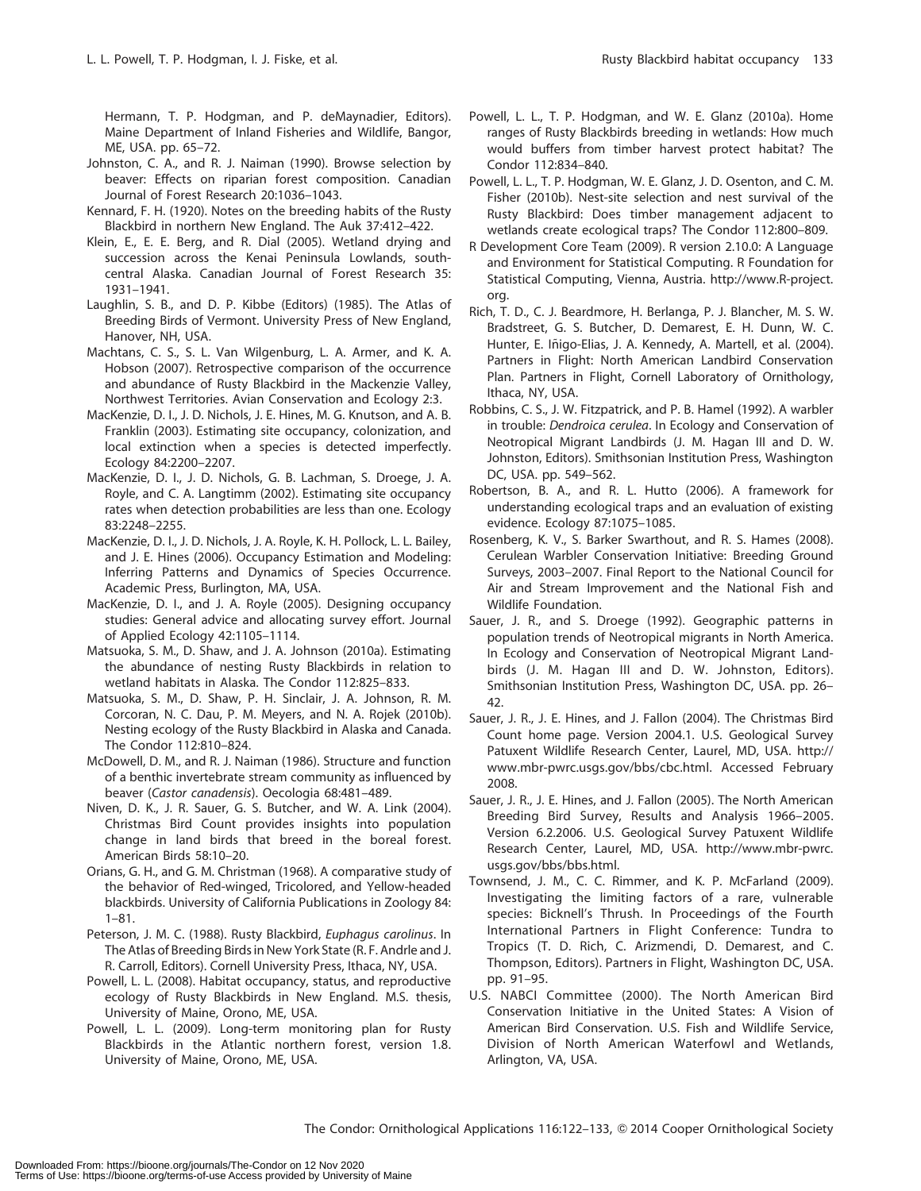Hermann, T. P. Hodgman, and P. deMaynadier, Editors). Maine Department of Inland Fisheries and Wildlife, Bangor, ME, USA. pp. 65–72.

Johnston, C. A., and R. J. Naiman (1990). Browse selection by beaver: Effects on riparian forest composition. Canadian Journal of Forest Research 20:1036–1043.

Kennard, F. H. (1920). Notes on the breeding habits of the Rusty Blackbird in northern New England. The Auk 37:412–422.

Klein, E., E. E. Berg, and R. Dial (2005). Wetland drying and succession across the Kenai Peninsula Lowlands, south-central Alaska. Canadian Journal of Forest Research 35: 1931–1941.

Laughlin, S. B., and D. P. Kibbe (Editors) (1985). The Atlas of Breeding Birds of Vermont. University Press of New England, Hanover, NH, USA.

Machtans, C. S., S. L. Van Wilgenburg, L. A. Armer, and K. A. Hobson (2007). Retrospective comparison of the occurrence and abundance of Rusty Blackbird in the Mackenzie Valley, Northwest Territories. Avian Conservation and Ecology 2:3.

MacKenzie, D. I., J. D. Nichols, J. E. Hines, M. G. Knutson, and A. B. Franklin (2003). Estimating site occupancy, colonization, and local extinction when a species is detected imperfectly. Ecology 84:2200–2207.

MacKenzie, D. I., J. D. Nichols, G. B. Lachman, S. Droege, J. A. Royle, and C. A. Langtimm (2002). Estimating site occupancy rates when detection probabilities are less than one. Ecology 83:2248–2255.

MacKenzie, D. I., J. D. Nichols, J. A. Royle, K. H. Pollock, L. L. Bailey, and J. E. Hines (2006). Occupancy Estimation and Modeling: Inferring Patterns and Dynamics of Species Occurrence. Academic Press, Burlington, MA, USA.

MacKenzie, D. I., and J. A. Royle (2005). Designing occupancy studies: General advice and allocating survey effort. Journal of Applied Ecology 42:1105–1114.

Matsuoka, S. M., D. Shaw, and J. A. Johnson (2010a). Estimating the abundance of nesting Rusty Blackbirds in relation to wetland habitats in Alaska. The Condor 112:825–833.

Matsuoka, S. M., D. Shaw, P. H. Sinclair, J. A. Johnson, R. M. Corcoran, N. C. Dau, P. M. Meyers, and N. A. Rojek (2010b). Nesting ecology of the Rusty Blackbird in Alaska and Canada. The Condor 112:810–824.

McDowell, D. M., and R. J. Naiman (1986). Structure and function of a benthic invertebrate stream community as influenced by beaver (*Castor canadensis*). Oecologia 68:481–489.

Niven, D. K., J. R. Sauer, G. S. Butcher, and W. A. Link (2004). Christmas Bird Count provides insights into population change in land birds that breed in the boreal forest. American Birds 58:10–20.

Orians, G. H., and G. M. Christman (1968). A comparative study of the behavior of Red-winged, Tricolored, and Yellow-headed blackbirds. University of California Publications in Zoology 84: 1–81.

Peterson, J. M. C. (1988). Rusty Blackbird, *Euphagus carolinus*. In The Atlas of Breeding Birds in New York State (R. F. Andrle and J. R. Carroll, Editors). Cornell University Press, Ithaca, NY, USA.

Powell, L. L. (2008). Habitat occupancy, status, and reproductive ecology of Rusty Blackbirds in New England. M.S. thesis, University of Maine, Orono, ME, USA.

Powell, L. L. (2009). Long-term monitoring plan for Rusty Blackbirds in the Atlantic northern forest, version 1.8. University of Maine, Orono, ME, USA.

Powell, L. L., T. P. Hodgman, and W. E. Glanz (2010a). Home ranges of Rusty Blackbirds breeding in wetlands: How much would buffers from timber harvest protect habitat? The Condor 112:834–840.

Powell, L. L., T. P. Hodgman, W. E. Glanz, J. D. Osenton, and C. M. Fisher (2010b). Nest-site selection and nest survival of the Rusty Blackbird: Does timber management adjacent to wetlands create ecological traps? The Condor 112:800–809.

R Development Core Team (2009). R version 2.10.0: A Language and Environment for Statistical Computing. R Foundation for Statistical Computing, Vienna, Austria. http://www.R-project.org.

Rich, T. D., C. J. Beardmore, H. Berlanga, P. J. Blancher, M. S. W. Bradstreet, G. S. Butcher, D. Demarest, E. H. Dunn, W. C. Hunter, E. Iñigo-Elias, J. A. Kennedy, A. Martell, et al. (2004). Partners in Flight: North American Landbird Conservation Plan. Partners in Flight, Cornell Laboratory of Ornithology, Ithaca, NY, USA.

Robbins, C. S., J. W. Fitzpatrick, and P. B. Hamel (1992). A warbler in trouble: *Dendroica cerulea*. In Ecology and Conservation of Neotropical Migrant Landbirds (J. M. Hagan III and D. W. Johnston, Editors). Smithsonian Institution Press, Washington DC, USA. pp. 549–562.

Robertson, B. A., and R. L. Hutto (2006). A framework for understanding ecological traps and an evaluation of existing evidence. Ecology 87:1075–1085.

Rosenberg, K. V., S. Barker Swarthout, and R. S. Hames (2008). Cerulean Warbler Conservation Initiative: Breeding Ground Surveys, 2003–2007. Final Report to the National Council for Air and Stream Improvement and the National Fish and Wildlife Foundation.

Sauer, J. R., and S. Droege (1992). Geographic patterns in population trends of Neotropical migrants in North America. In Ecology and Conservation of Neotropical Migrant Landbirds (J. M. Hagan III and D. W. Johnston, Editors). Smithsonian Institution Press, Washington DC, USA. pp. 26–42.

Sauer, J. R., J. E. Hines, and J. Fallon (2004). The Christmas Bird Count home page. Version 2004.1. U.S. Geological Survey Patuxent Wildlife Research Center, Laurel, MD, USA. http://www.mbr-pwrc.usgs.gov/bbs/cbc.html. Accessed February 2008.

Sauer, J. R., J. E. Hines, and J. Fallon (2005). The North American Breeding Bird Survey, Results and Analysis 1966–2005. Version 6.2.2006. U.S. Geological Survey Patuxent Wildlife Research Center, Laurel, MD, USA. http://www.mbr-pwrc.usgs.gov/bbs/bbs.html.

Townsend, J. M., C. C. Rimmer, and K. P. McFarland (2009). Investigating the limiting factors of a rare, vulnerable species: Bicknell's Thrush. In Proceedings of the Fourth International Partners in Flight Conference: Tundra to Tropics (T. D. Rich, C. Arizmendi, D. Demarest, and C. Thompson, Editors). Partners in Flight, Washington DC, USA. pp. 91–95.

U.S. NABCI Committee (2000). The North American Bird Conservation Initiative in the United States: A Vision of American Bird Conservation. U.S. Fish and Wildlife Service, Division of North American Waterfowl and Wetlands, Arlington, VA, USA.